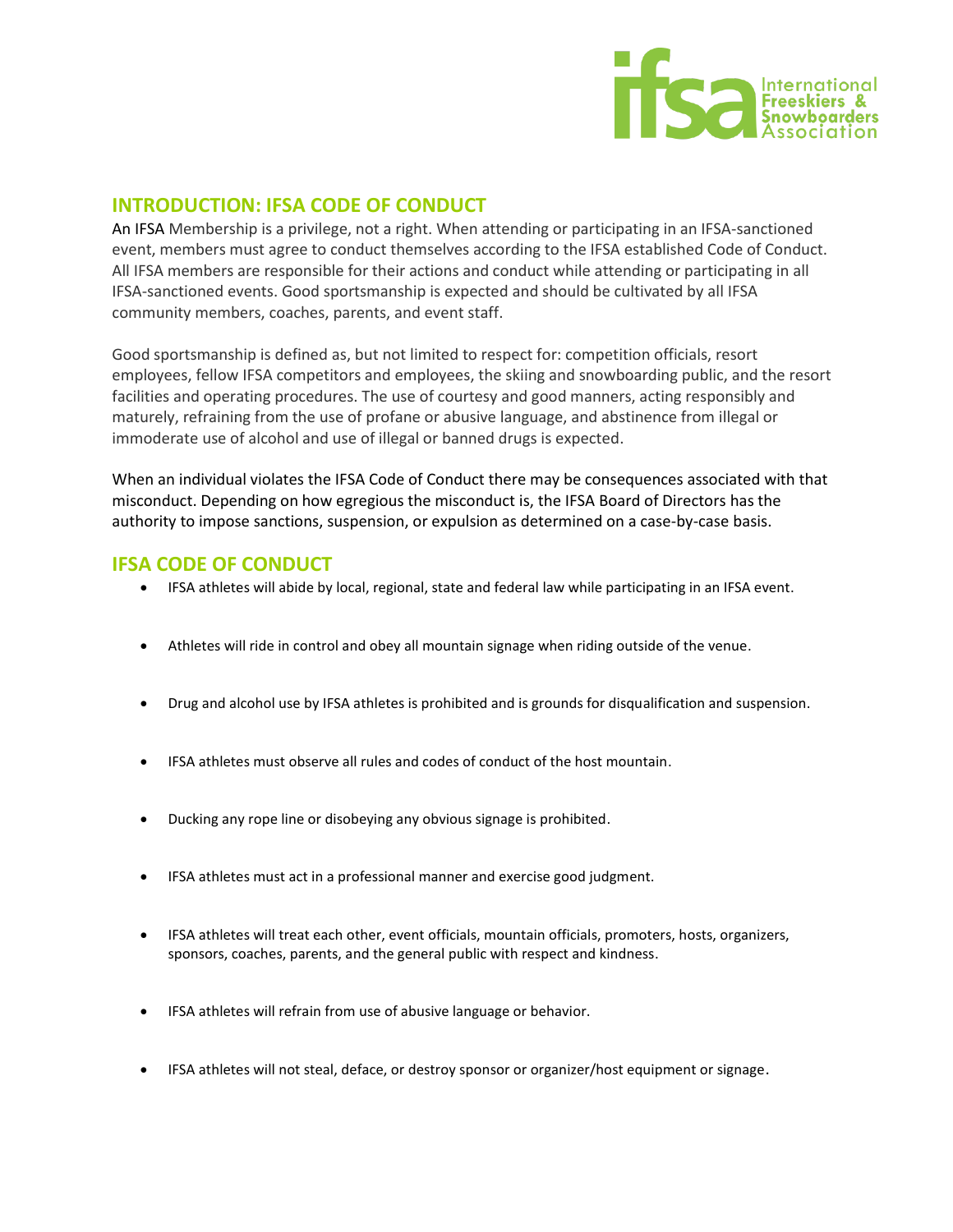## INTRODUCTION: IFSA CODE OF CONDUCT

An IFSA Membership is a privilege, not a right. When attending or participating in an IFSA-sanctioned event, members must agree to conduct themselves according to the IFSA established Code of Conduct. All IFSA members are responsible for their actions and conduct while attending or participating in all IFSA-sanctioned events. Good sportsmanship is expected and should be cultivated by all IFSA community members, coaches, parents, and event staff.

Good sportsmanship is defined as, but not limited to respect for: competition officials, resort employees, fellow IFSA competitors and employees, the skiing and snowboarding public, and the resort facilities and operating procedures. The use of courtesy and good manners, acting responsibly and maturely, refraining from the use of profane or abusive language, and abstinence from illegal or immoderate use of alcohol and use of illegal or banned drugs is expected.

When an individual violates the IFSA Code of Conduct there may be consequences associated with that misconduct. Depending on how egregious the misconduct is, the IFSA Board of Directors has the authority to impose sanctions, suspension, or expulsion as determined on a case-by-case basis.

## IFSA CODE OF CONDUCT

- IFSA athletes will abide by local, regional, state and federal law while participating in an IFSA event.
- Athletes will ride in control and obey all mountain signage when riding outside of the venue.
- Drug and alcohol use by IFSA athletes is prohibited and is grounds for disqualification and suspension.
- IFSA athletes must observe all rules and codes of conduct of the host mountain.
- Ducking any rope line or disobeying any obvious signage is prohibited.
- IFSA athletes must act in a professional manner and exercise good judgment.
- IFSA athletes will treat each other, event officials, mountain officials, promoters, hosts, organizers, sponsors, coaches, parents, and the general public with respect and kindness.
- IFSA athletes will refrain from use of abusive language or behavior.
- IFSA athletes will not steal, deface, or destroy sponsor or organizer/host equipment or signage.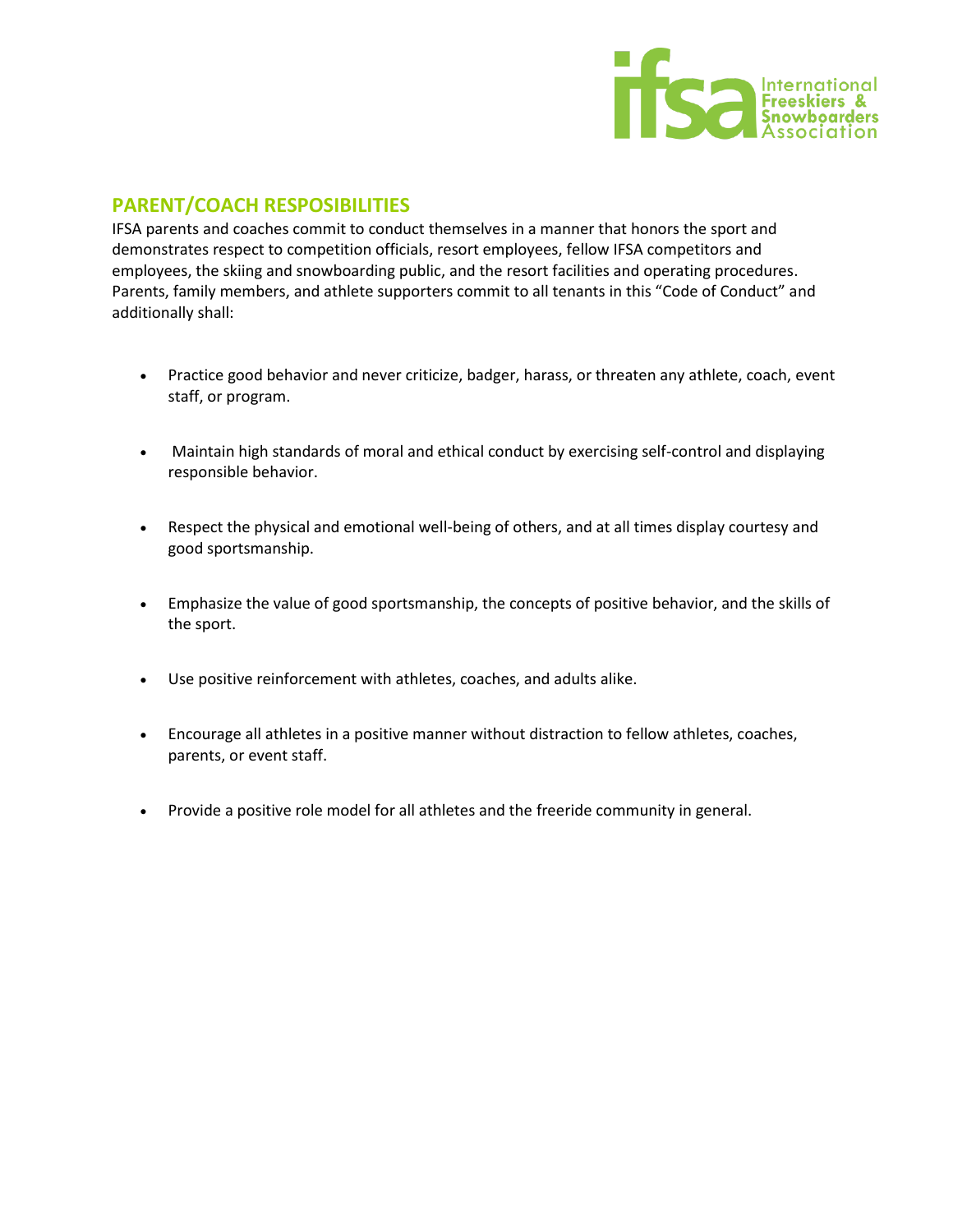## PARENT/COACH RESPOSIBILITIES

IFSA parents and coaches commit to conduct themselves in a manner that honors the sport and demonstrates respect to competition officials, resort employees, fellow IFSA competitors and employees, the skiing and snowboarding public, and the resort facilities and operating procedures. Parents, family members, and athlete supporters commit to all tenants in this "Code of Conduct" and additionally shall:

- Practice good behavior and never criticize, badger, harass, or threaten any athlete, coach, event staff, or program.
- Maintain high standards of moral and ethical conduct by exercising self-control and displaying responsible behavior.
- Respect the physical and emotional well-being of others, and at all times display courtesy and good sportsmanship.
- Emphasize the value of good sportsmanship, the concepts of positive behavior, and the skills of the sport.
- Use positive reinforcement with athletes, coaches, and adults alike.
- Encourage all athletes in a positive manner without distraction to fellow athletes, coaches, parents, or event staff.
- Provide a positive role model for all athletes and the freeride community in general.